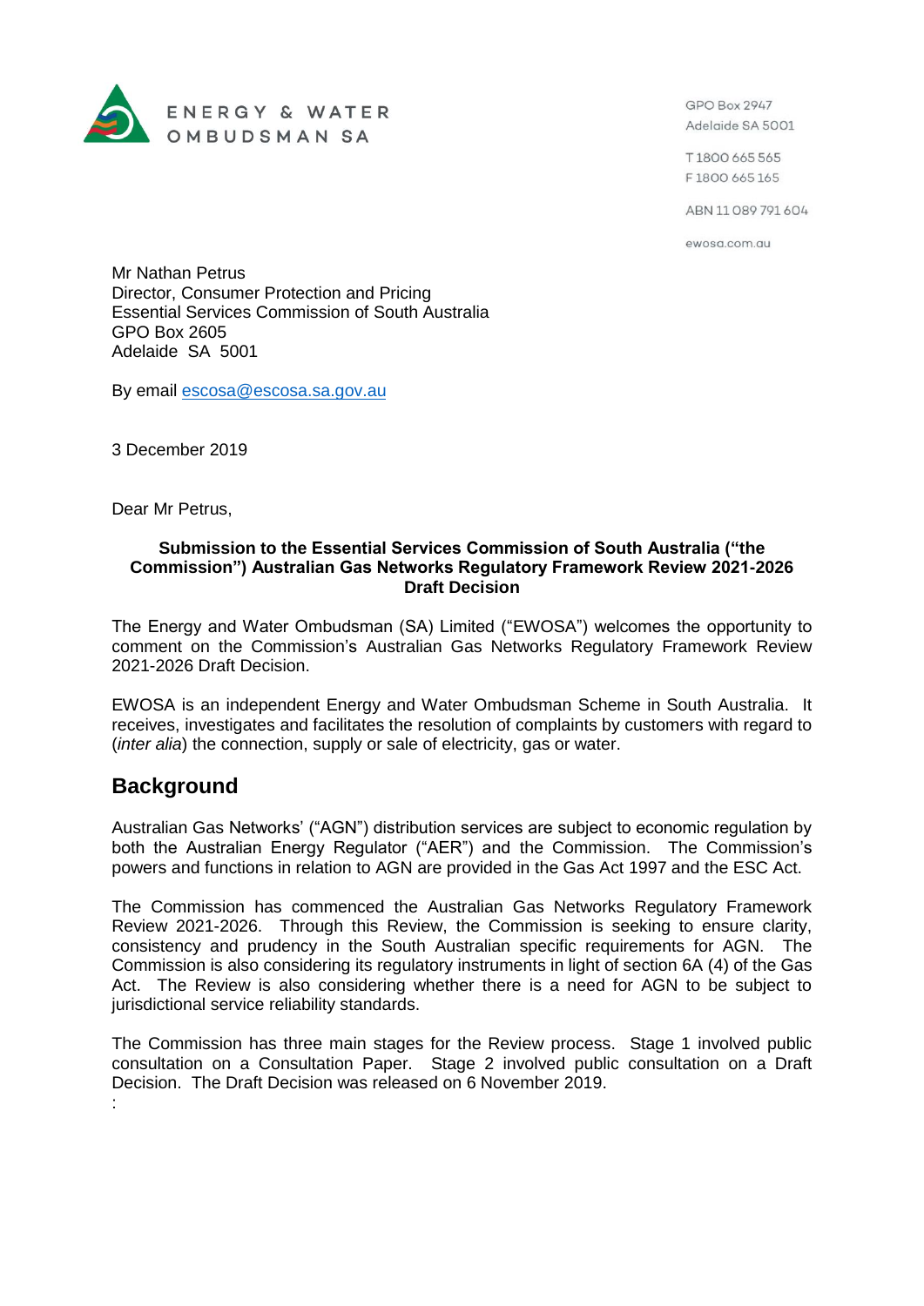ENERGY & WATER OMBUDSMAN SA

GPO Box 2947
Adelaide SA 5001

T 1800 665 565
F 1800 665 165

ABN 11 089 791 604

ewosa.com.au

Mr Nathan Petrus
Director, Consumer Protection and Pricing
Essential Services Commission of South Australia
GPO Box 2605
Adelaide SA 5001

By email escosa@escosa.sa.gov.au

3 December 2019

Dear Mr Petrus,

**Submission to the Essential Services Commission of South Australia ("the Commission") Australian Gas Networks Regulatory Framework Review 2021-2026 Draft Decision**

The Energy and Water Ombudsman (SA) Limited ("EWOSA") welcomes the opportunity to comment on the Commission's Australian Gas Networks Regulatory Framework Review 2021-2026 Draft Decision.

EWOSA is an independent Energy and Water Ombudsman Scheme in South Australia. It receives, investigates and facilitates the resolution of complaints by customers with regard to (*inter alia*) the connection, supply or sale of electricity, gas or water.

## Background

Australian Gas Networks' ("AGN") distribution services are subject to economic regulation by both the Australian Energy Regulator ("AER") and the Commission. The Commission's powers and functions in relation to AGN are provided in the Gas Act 1997 and the ESC Act.

The Commission has commenced the Australian Gas Networks Regulatory Framework Review 2021-2026. Through this Review, the Commission is seeking to ensure clarity, consistency and prudency in the South Australian specific requirements for AGN. The Commission is also considering its regulatory instruments in light of section 6A (4) of the Gas Act. The Review is also considering whether there is a need for AGN to be subject to jurisdictional service reliability standards.

The Commission has three main stages for the Review process. Stage 1 involved public consultation on a Consultation Paper. Stage 2 involved public consultation on a Draft Decision. The Draft Decision was released on 6 November 2019.

: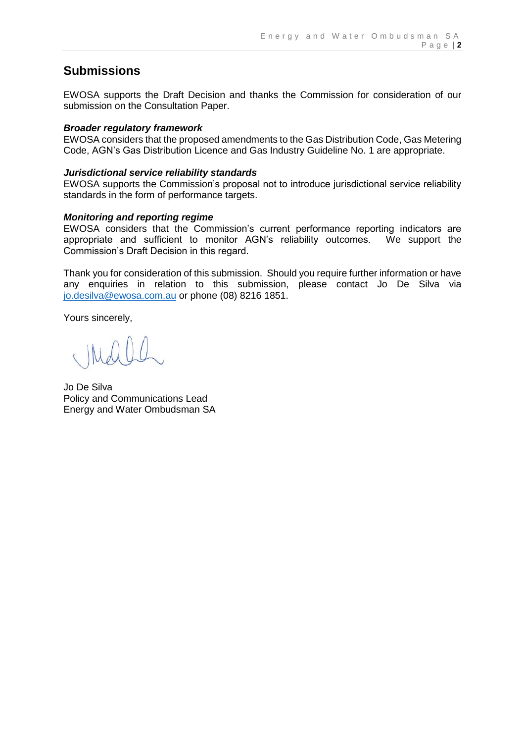## Submissions

EWOSA supports the Draft Decision and thanks the Commission for consideration of our submission on the Consultation Paper.

***Broader regulatory framework***
EWOSA considers that the proposed amendments to the Gas Distribution Code, Gas Metering Code, AGN's Gas Distribution Licence and Gas Industry Guideline No. 1 are appropriate.

***Jurisdictional service reliability standards***
EWOSA supports the Commission's proposal not to introduce jurisdictional service reliability standards in the form of performance targets.

***Monitoring and reporting regime***
EWOSA considers that the Commission's current performance reporting indicators are appropriate and sufficient to monitor AGN's reliability outcomes. We support the Commission's Draft Decision in this regard.

Thank you for consideration of this submission. Should you require further information or have any enquiries in relation to this submission, please contact Jo De Silva via jo.desilva@ewosa.com.au or phone (08) 8216 1851.

Yours sincerely,

Jo De Silva
Policy and Communications Lead
Energy and Water Ombudsman SA